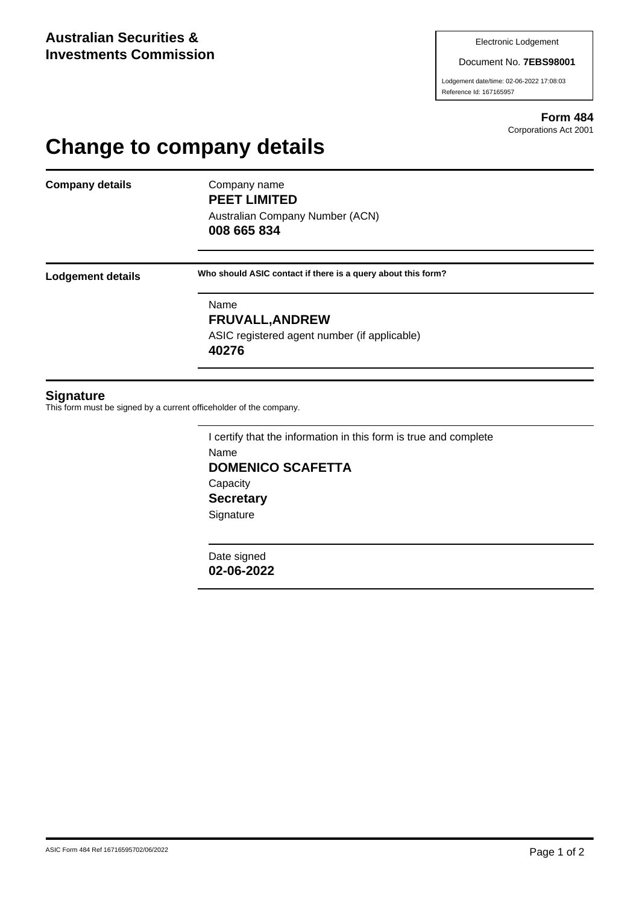**Australian Securities & Investments Commission**

Electronic Lodgement

Document No. **7EBS98001**

Lodgement date/time: 02-06-2022 17:08:03

Reference Id: 167165957

**Form 484**
Corporations Act 2001

# Change to company details

**Company details**

Company name
**PEET LIMITED**

Australian Company Number (ACN)
**008 665 834**

**Lodgement details**

**Who should ASIC contact if there is a query about this form?**

Name
**FRUVALL,ANDREW**

ASIC registered agent number (if applicable)
**40276**

## Signature

This form must be signed by a current officeholder of the company.

I certify that the information in this form is true and complete

Name
**DOMENICO SCAFETTA**

Capacity
**Secretary**

Signature

Date signed
**02-06-2022**

ASIC Form 484 Ref 16716595702/06/2022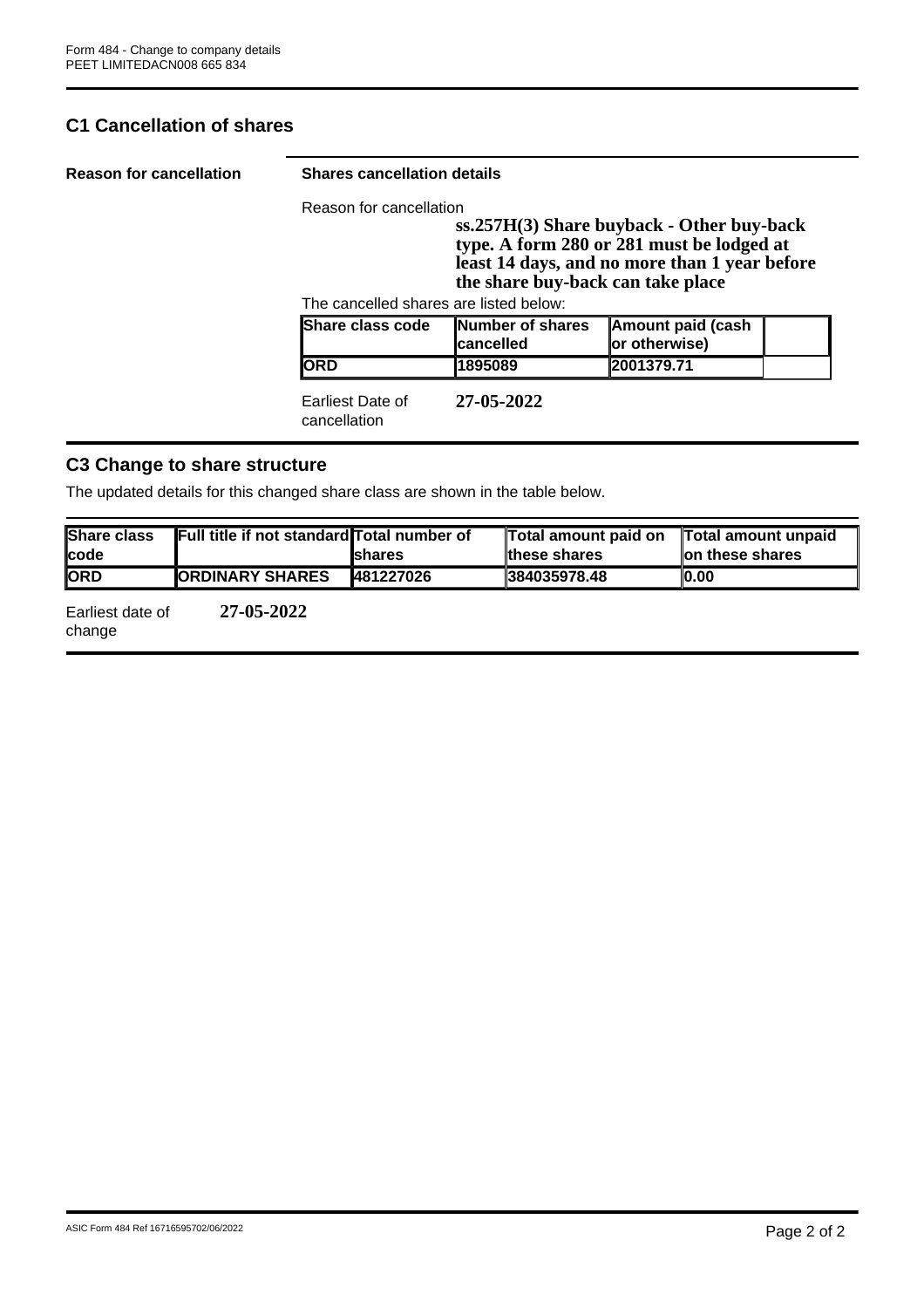## C1 Cancellation of shares

**Reason for cancellation**

**Shares cancellation details**

Reason for cancellation
**ss.257H(3) Share buyback - Other buy-back type. A form 280 or 281 must be lodged at least 14 days, and no more than 1 year before the share buy-back can take place**

The cancelled shares are listed below:

| Share class code | Number of shares cancelled | Amount paid (cash or otherwise) | |
|---|---|---|---|
| ORD | 1895089 | 2001379.71 | |

Earliest Date of cancellation **27-05-2022**

## C3 Change to share structure

The updated details for this changed share class are shown in the table below.

| Share class code | Full title if not standard | Total number of shares | Total amount paid on these shares | Total amount unpaid on these shares |
|---|---|---|---|---|
| ORD | ORDINARY SHARES | 481227026 | 384035978.48 | 0.00 |

Earliest date of change **27-05-2022**